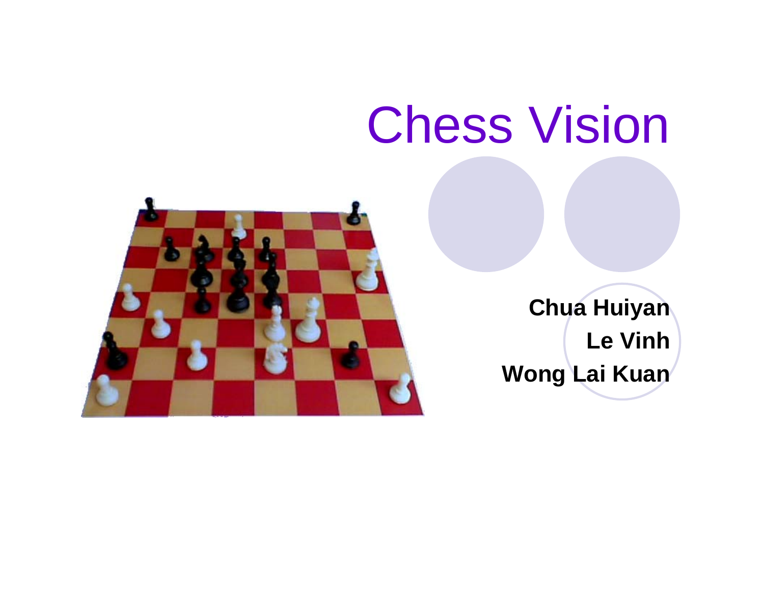# Chess Vision

**Chua Huiyan**

**Le Vinh**

**Wong Lai Kuan**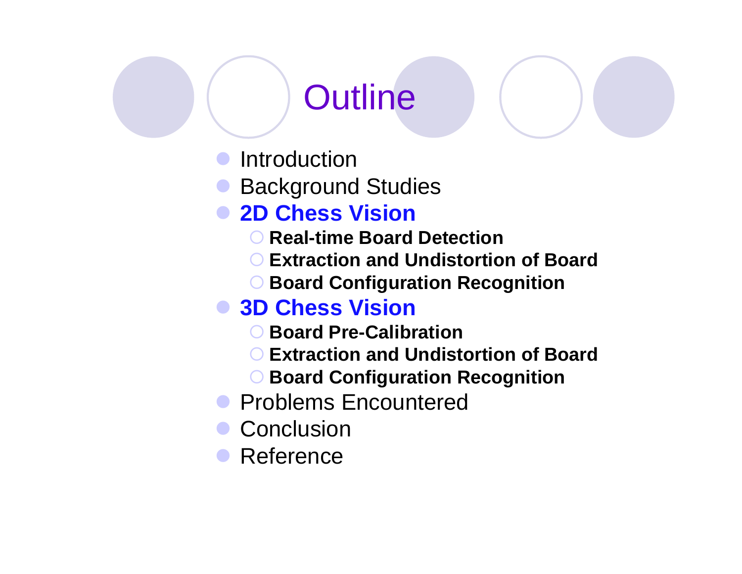# Outline

- Introduction
- Background Studies
- **2D Chess Vision**
  - **Real-time Board Detection**
  - **Extraction and Undistortion of Board**
  - **Board Configuration Recognition**
- **3D Chess Vision**
  - **Board Pre-Calibration**
  - **Extraction and Undistortion of Board**
  - **Board Configuration Recognition**
- Problems Encountered
- Conclusion
- Reference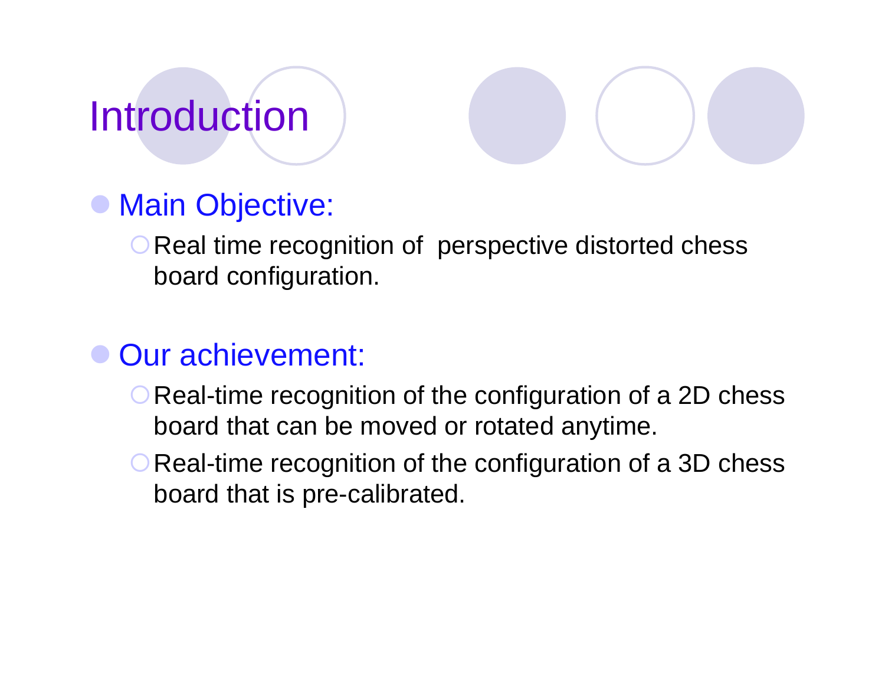# Introduction

- Main Objective:
  - Real time recognition of perspective distorted chess board configuration.

- Our achievement:
  - Real-time recognition of the configuration of a 2D chess board that can be moved or rotated anytime.
  - Real-time recognition of the configuration of a 3D chess board that is pre-calibrated.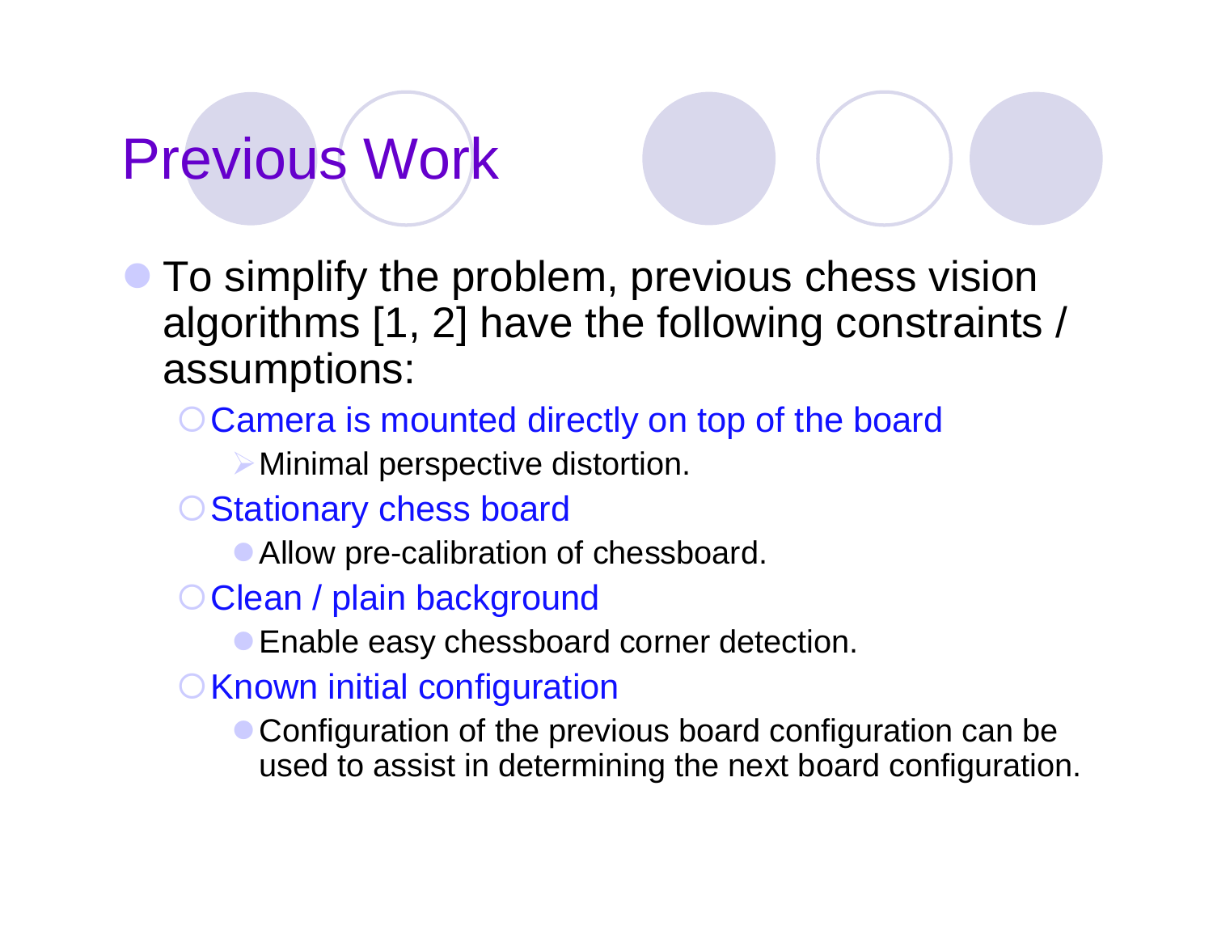# Previous Work

- To simplify the problem, previous chess vision algorithms [1, 2] have the following constraints / assumptions:
  - Camera is mounted directly on top of the board
    - Minimal perspective distortion.
  - Stationary chess board
    - Allow pre-calibration of chessboard.
  - Clean / plain background
    - Enable easy chessboard corner detection.
  - Known initial configuration
    - Configuration of the previous board configuration can be used to assist in determining the next board configuration.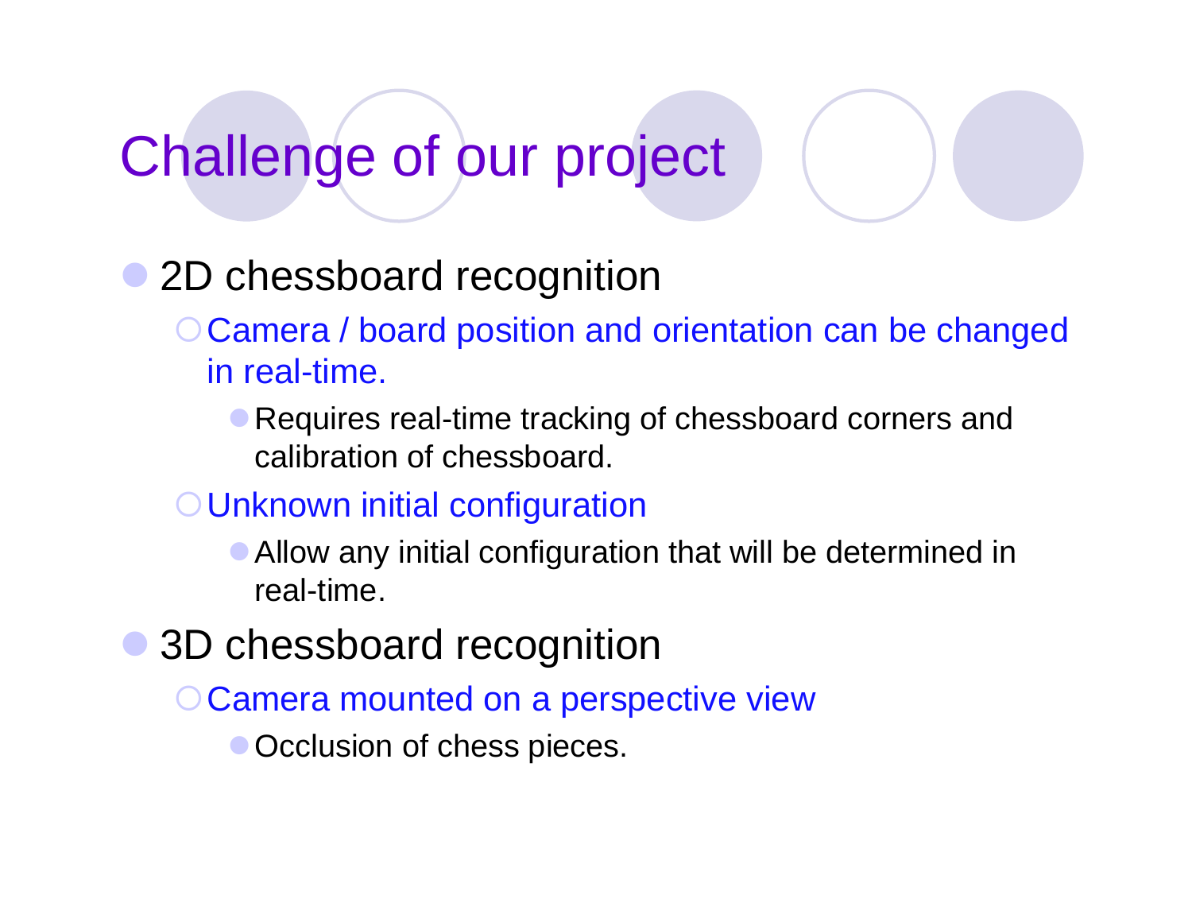# Challenge of our project

- 2D chessboard recognition
  - Camera / board position and orientation can be changed in real-time.
    - Requires real-time tracking of chessboard corners and calibration of chessboard.
  - Unknown initial configuration
    - Allow any initial configuration that will be determined in real-time.
- 3D chessboard recognition
  - Camera mounted on a perspective view
    - Occlusion of chess pieces.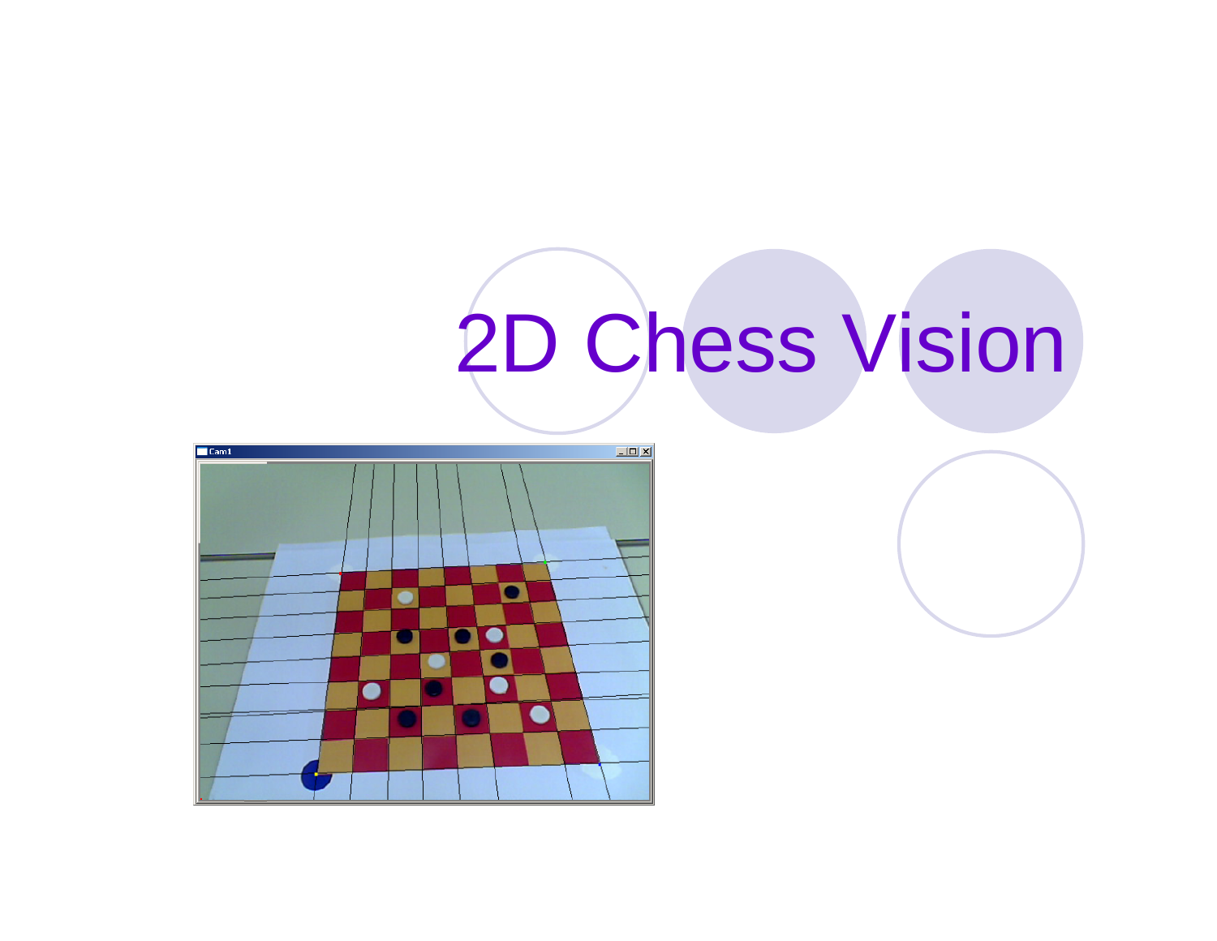# 2D Chess Vision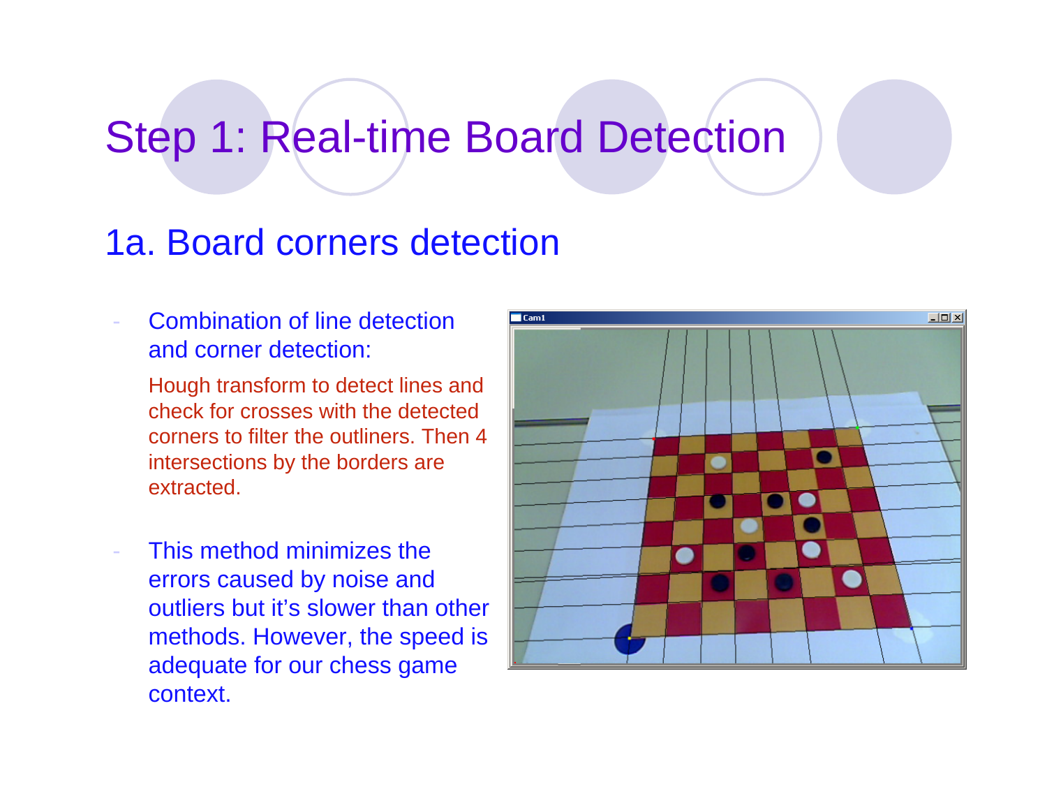# Step 1: Real-time Board Detection

## 1a. Board corners detection

- Combination of line detection and corner detection:

  Hough transform to detect lines and check for crosses with the detected corners to filter the outliners. Then 4 intersections by the borders are extracted.

- This method minimizes the errors caused by noise and outliers but it's slower than other methods. However, the speed is adequate for our chess game context.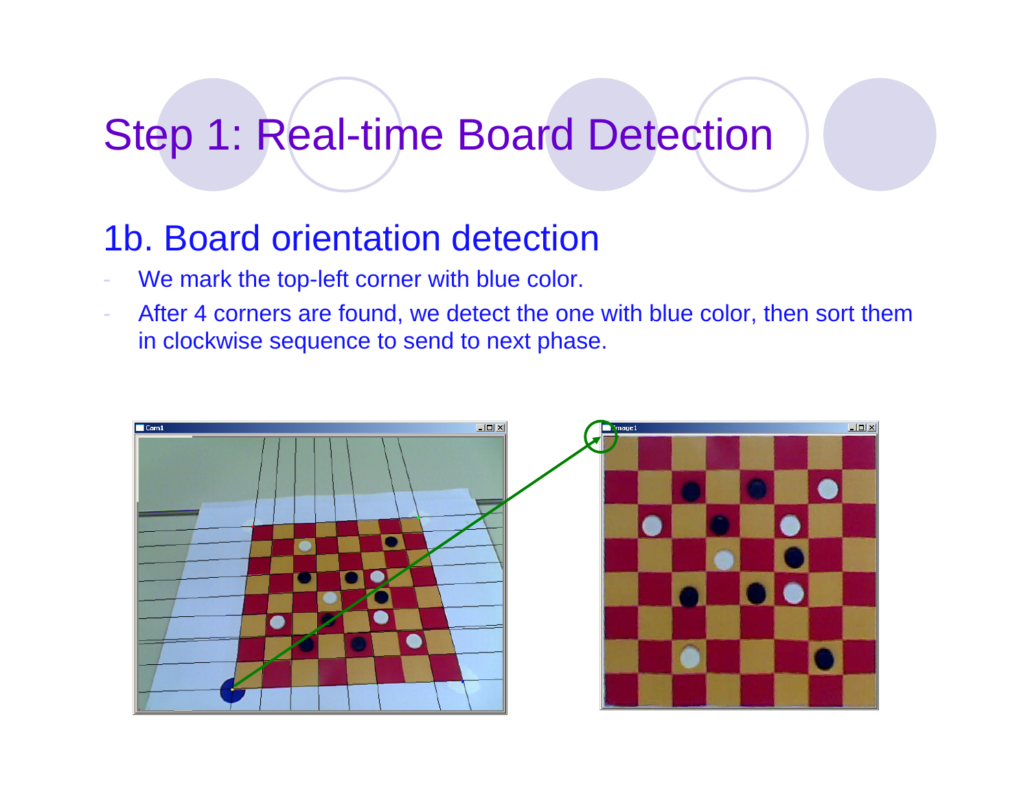# Step 1: Real-time Board Detection

## 1b. Board orientation detection

- We mark the top-left corner with blue color.
- After 4 corners are found, we detect the one with blue color, then sort them in clockwise sequence to send to next phase.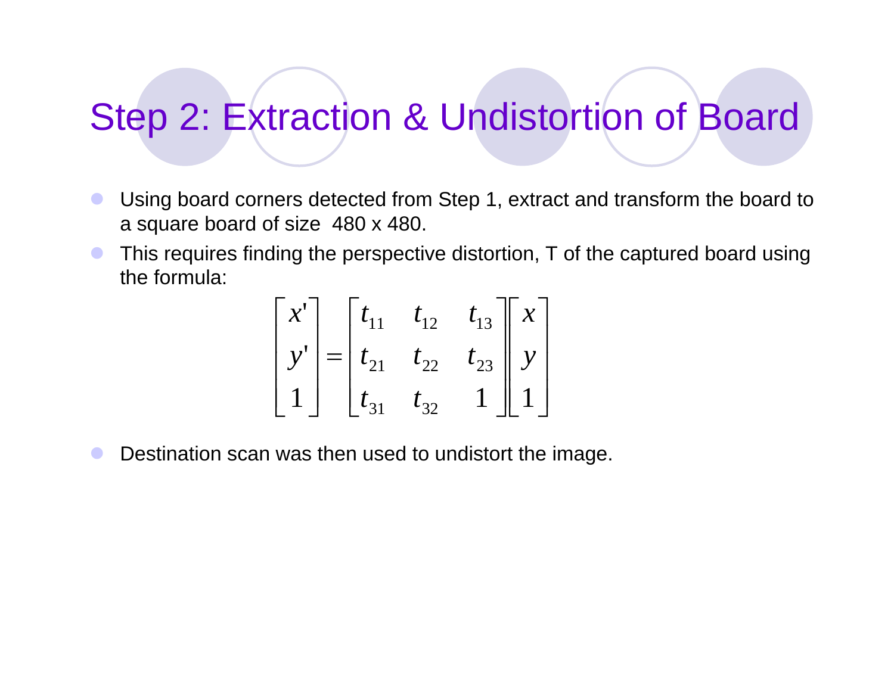# Step 2: Extraction & Undistortion of Board

- Using board corners detected from Step 1, extract and transform the board to a square board of size 480 x 480.
- This requires finding the perspective distortion, T of the captured board using the formula:

$$
\begin{bmatrix} x' \\ y' \\ 1 \end{bmatrix} = \begin{bmatrix} t_{11} & t_{12} & t_{13} \\ t_{21} & t_{22} & t_{23} \\ t_{31} & t_{32} & 1 \end{bmatrix} \begin{bmatrix} x \\ y \\ 1 \end{bmatrix}
$$

- Destination scan was then used to undistort the image.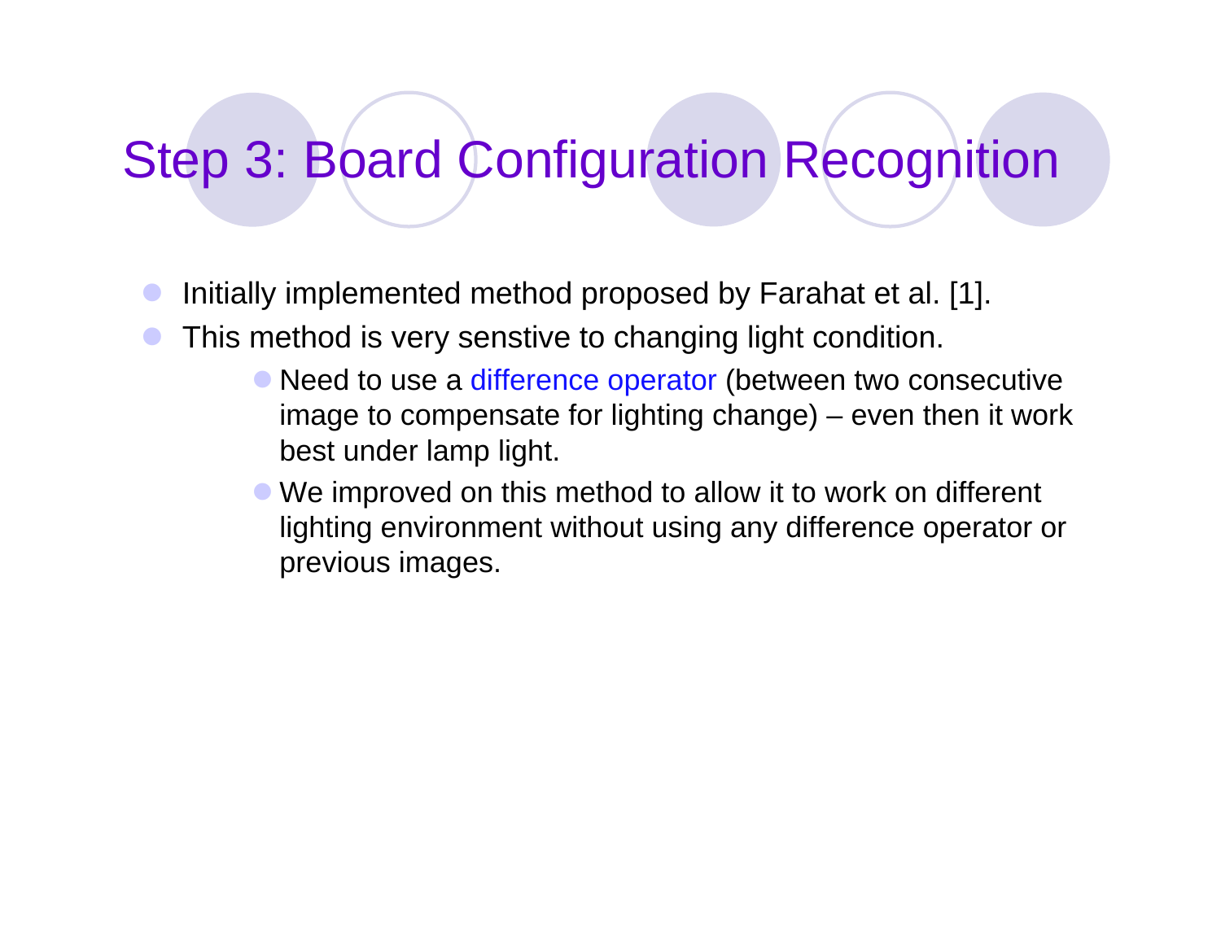# Step 3: Board Configuration Recognition

- Initially implemented method proposed by Farahat et al. [1].
- This method is very senstive to changing light condition.
  - Need to use a difference operator (between two consecutive image to compensate for lighting change) – even then it work best under lamp light.
  - We improved on this method to allow it to work on different lighting environment without using any difference operator or previous images.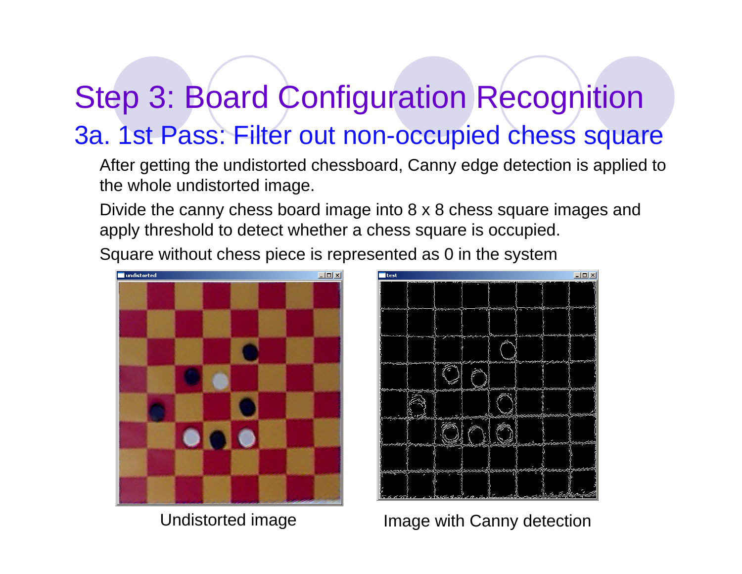# Step 3: Board Configuration Recognition

## 3a. 1st Pass: Filter out non-occupied chess square

After getting the undistorted chessboard, Canny edge detection is applied to the whole undistorted image.

Divide the canny chess board image into 8 x 8 chess square images and apply threshold to detect whether a chess square is occupied.

Square without chess piece is represented as 0 in the system

Undistorted image

Image with Canny detection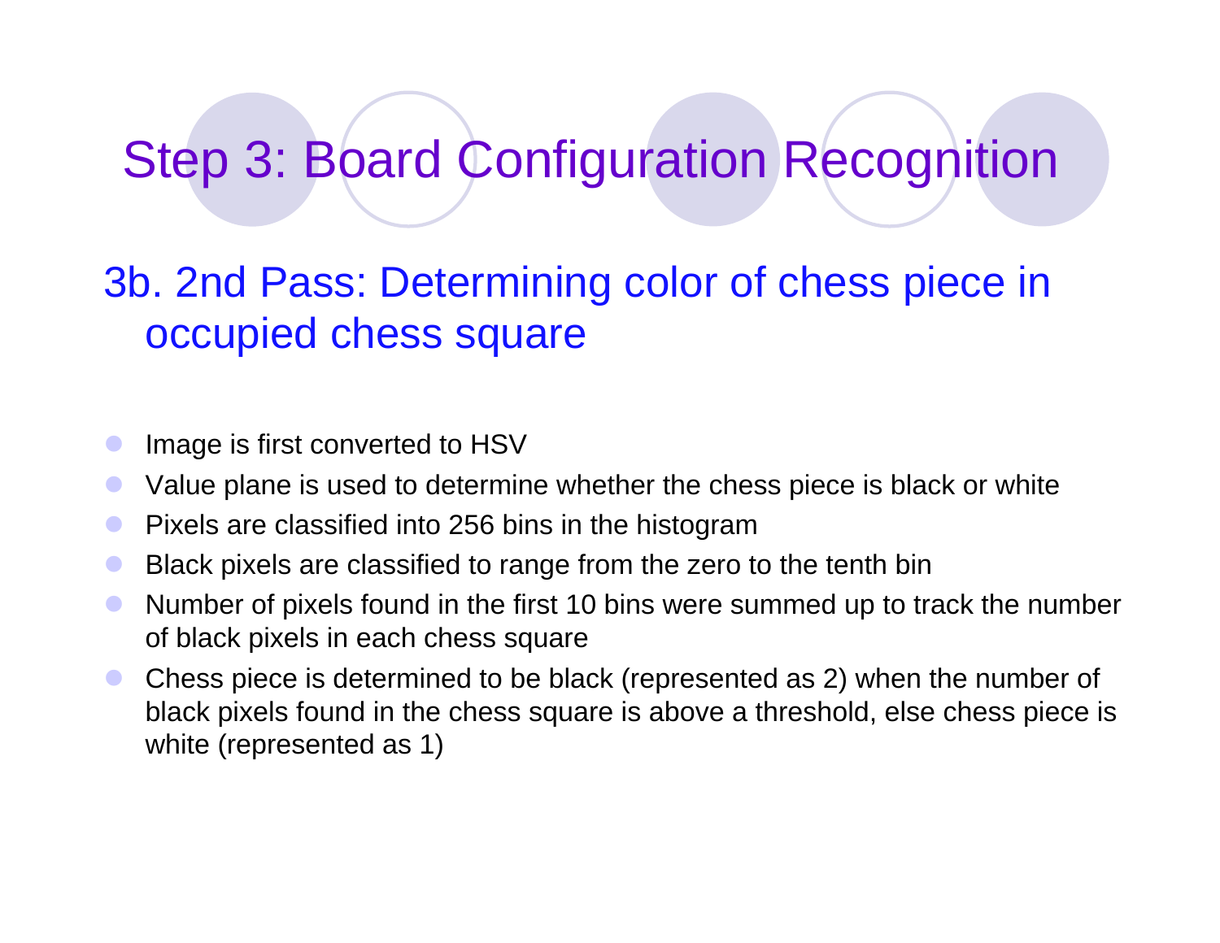# Step 3: Board Configuration Recognition

## 3b. 2nd Pass: Determining color of chess piece in occupied chess square

- Image is first converted to HSV
- Value plane is used to determine whether the chess piece is black or white
- Pixels are classified into 256 bins in the histogram
- Black pixels are classified to range from the zero to the tenth bin
- Number of pixels found in the first 10 bins were summed up to track the number of black pixels in each chess square
- Chess piece is determined to be black (represented as 2) when the number of black pixels found in the chess square is above a threshold, else chess piece is white (represented as 1)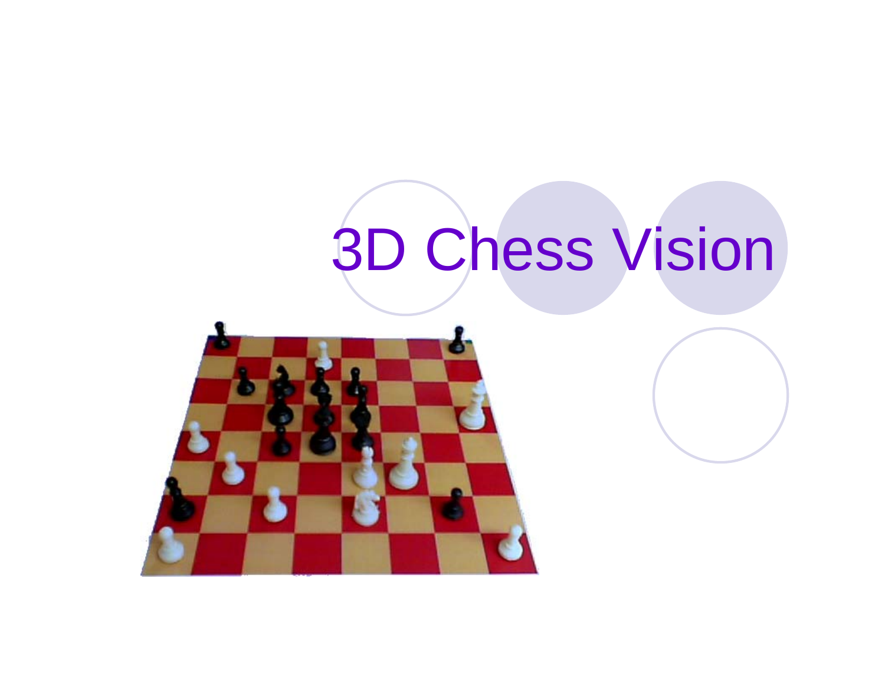# 3D Chess Vision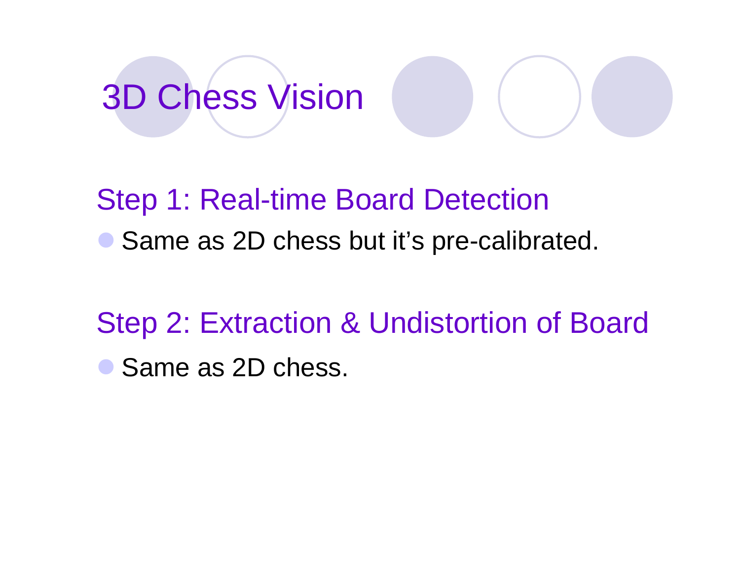# 3D Chess Vision

## Step 1: Real-time Board Detection

- Same as 2D chess but it's pre-calibrated.

## Step 2: Extraction & Undistortion of Board

- Same as 2D chess.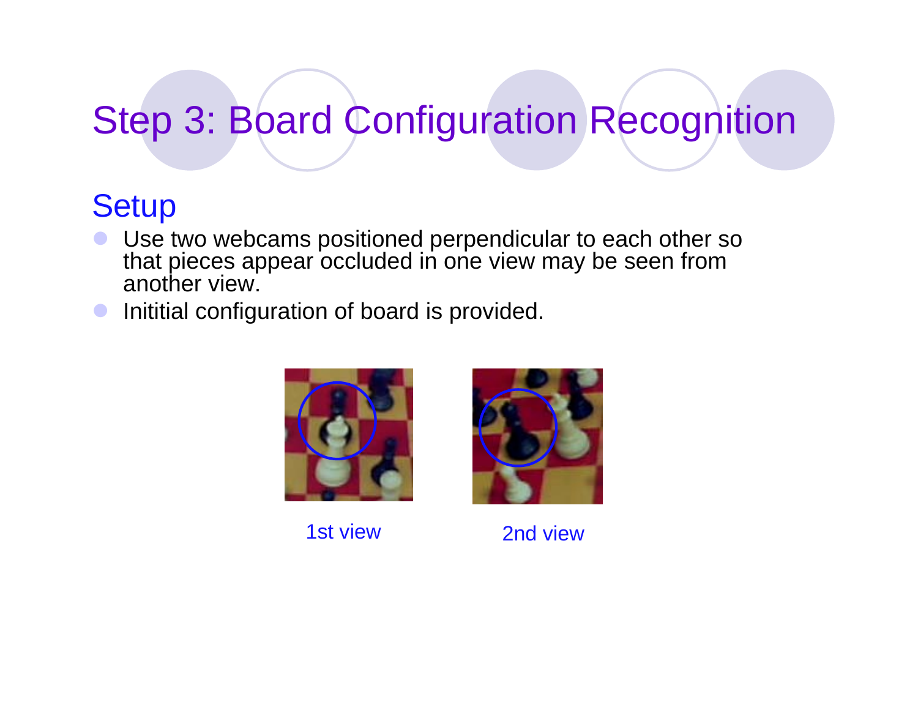# Step 3: Board Configuration Recognition

## Setup

- Use two webcams positioned perpendicular to each other so that pieces appear occluded in one view may be seen from another view.
- Inititial configuration of board is provided.

1st view

2nd view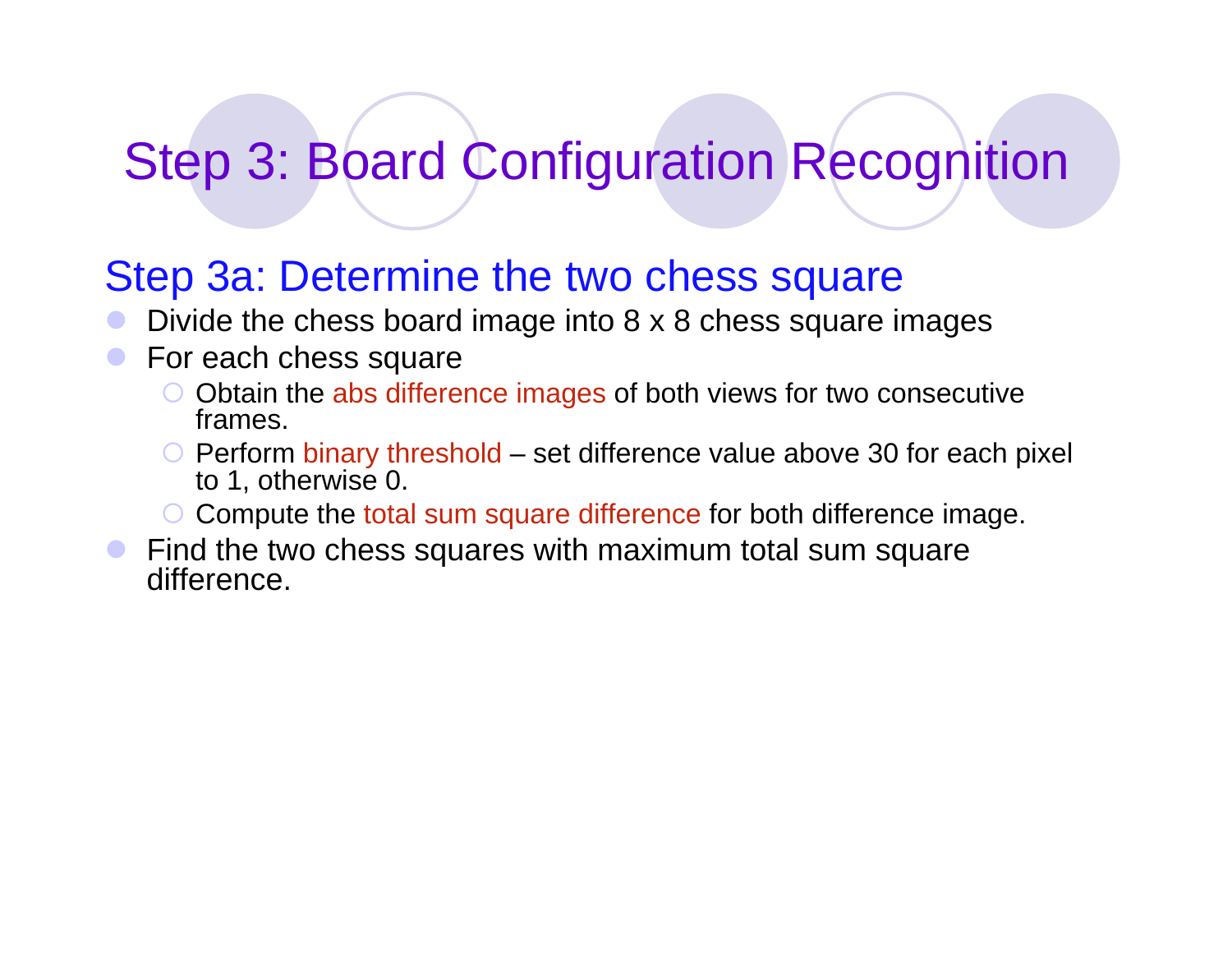# Step 3: Board Configuration Recognition

## Step 3a: Determine the two chess square

- Divide the chess board image into 8 x 8 chess square images
- For each chess square
  - Obtain the abs difference images of both views for two consecutive frames.
  - Perform binary threshold – set difference value above 30 for each pixel to 1, otherwise 0.
  - Compute the total sum square difference for both difference image.
- Find the two chess squares with maximum total sum square difference.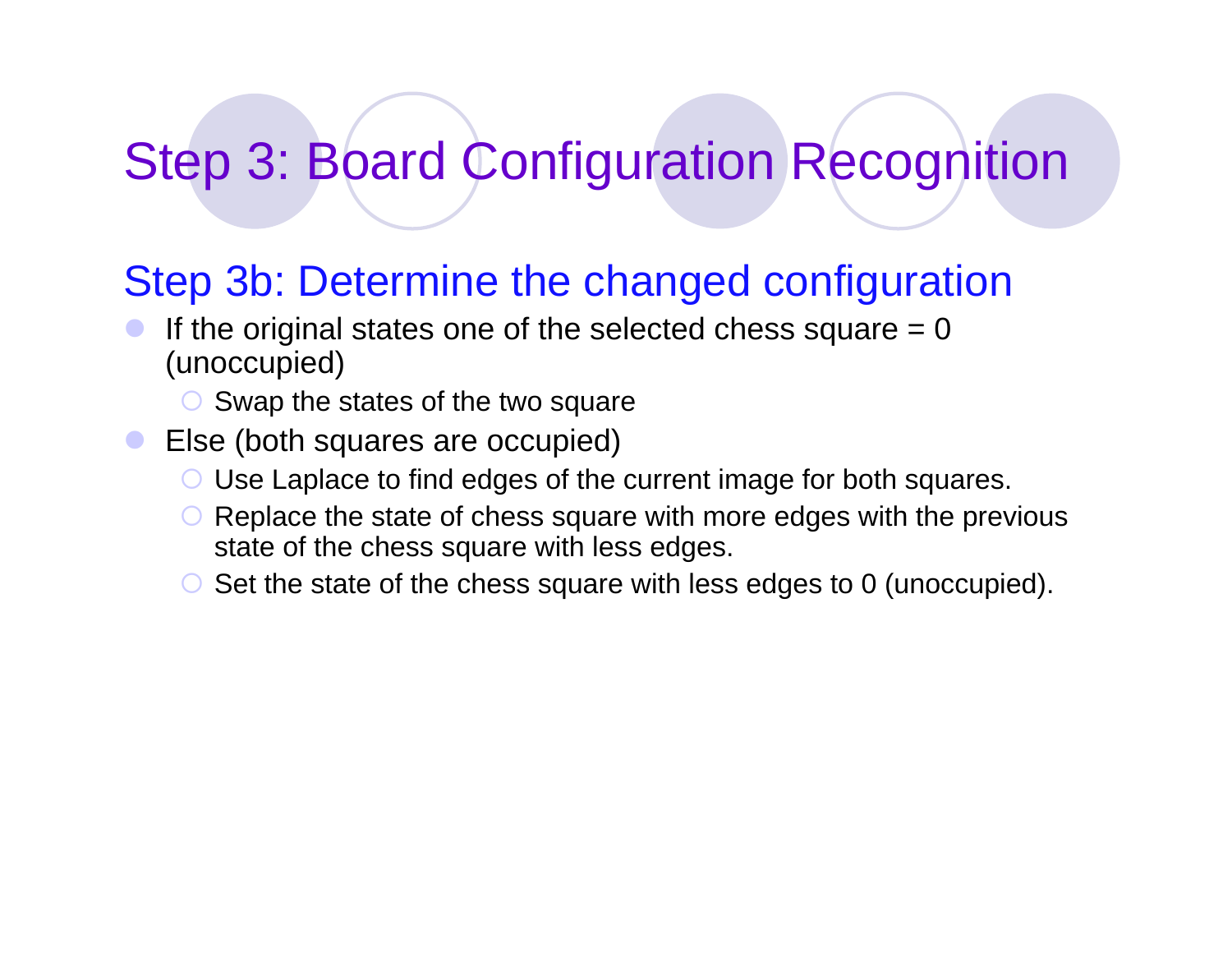# Step 3: Board Configuration Recognition

## Step 3b: Determine the changed configuration

- If the original states one of the selected chess square = 0 (unoccupied)
  - Swap the states of the two square
- Else (both squares are occupied)
  - Use Laplace to find edges of the current image for both squares.
  - Replace the state of chess square with more edges with the previous state of the chess square with less edges.
  - Set the state of the chess square with less edges to 0 (unoccupied).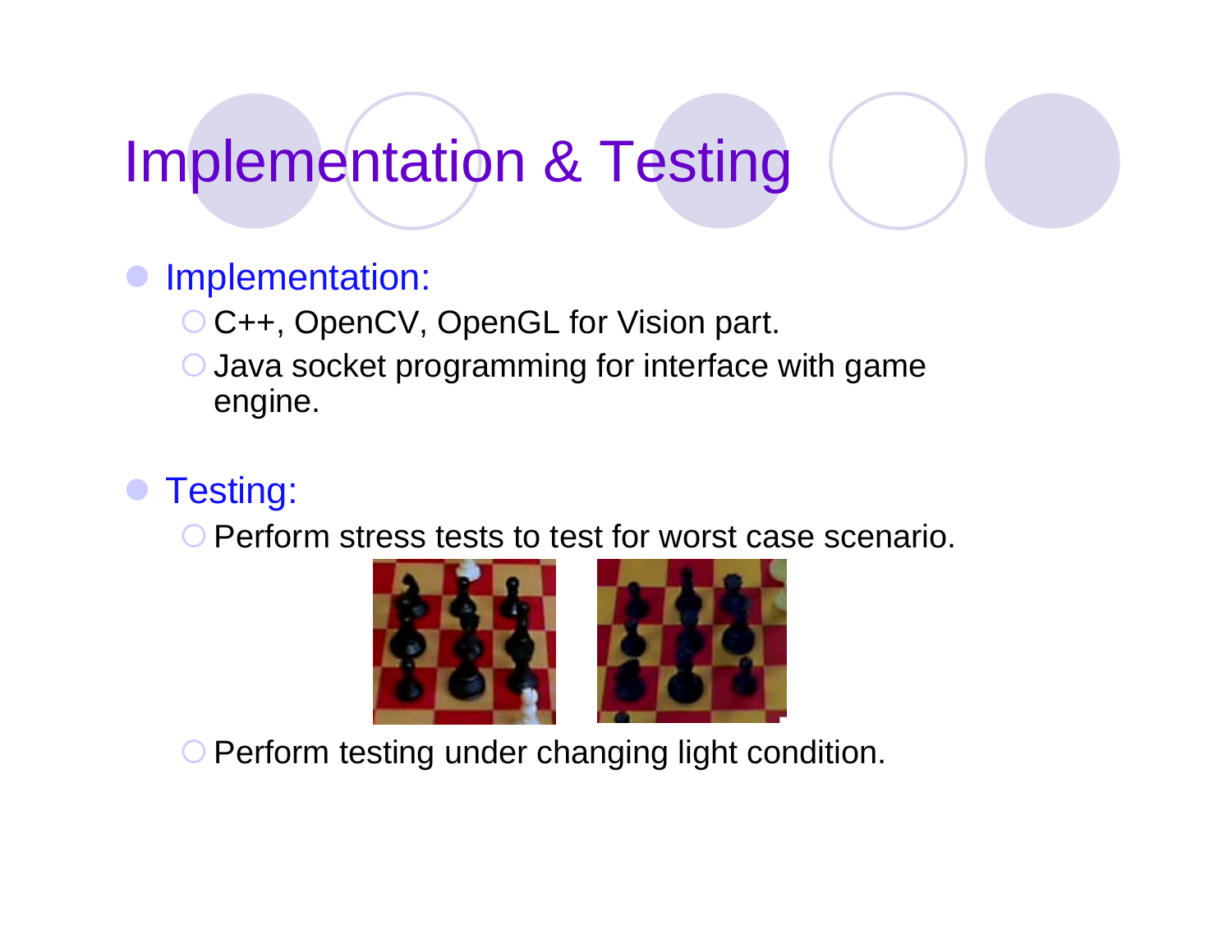# Implementation & Testing

- Implementation:
  - C++, OpenCV, OpenGL for Vision part.
  - Java socket programming for interface with game engine.

- Testing:
  - Perform stress tests to test for worst case scenario.
  - Perform testing under changing light condition.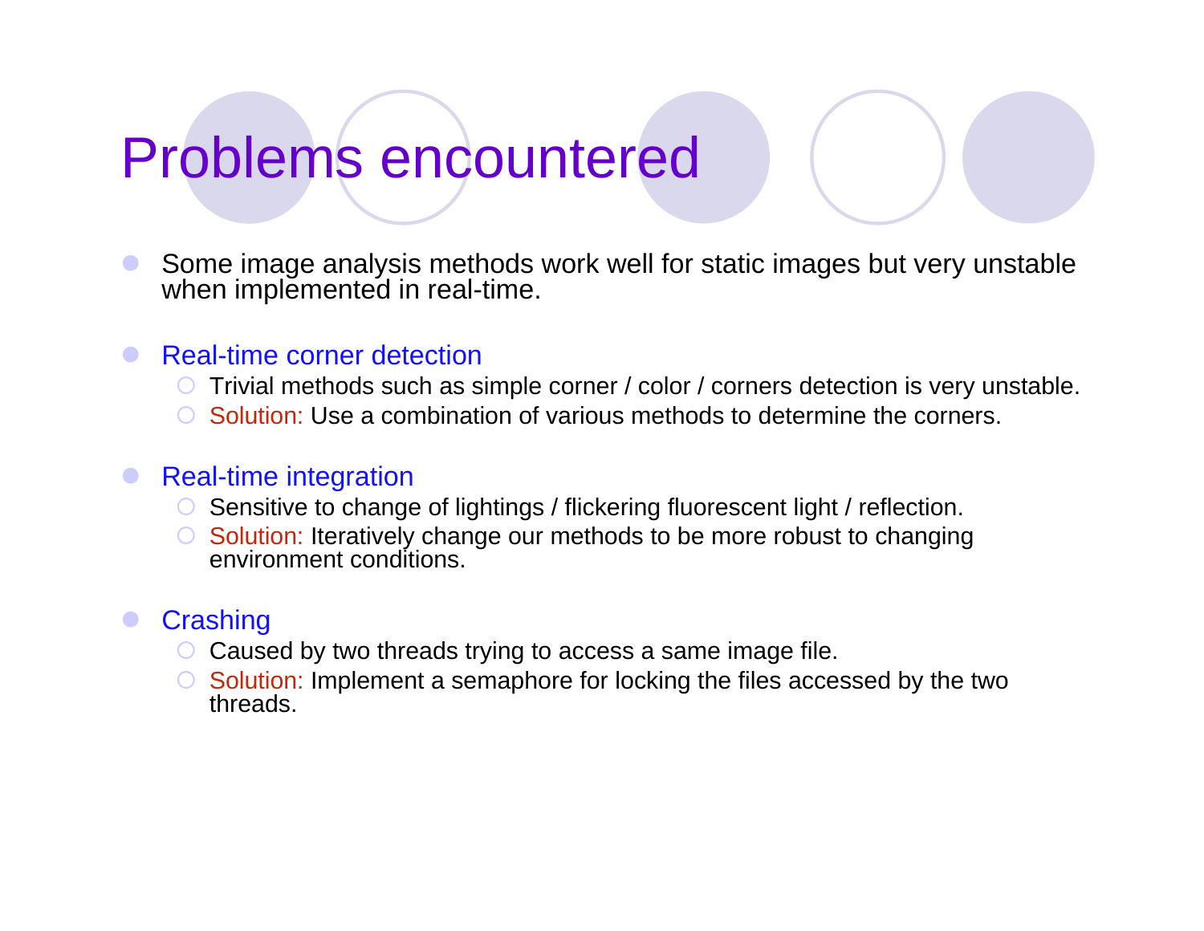# Problems encountered

- Some image analysis methods work well for static images but very unstable when implemented in real-time.

- Real-time corner detection
  - Trivial methods such as simple corner / color / corners detection is very unstable.
  - Solution: Use a combination of various methods to determine the corners.

- Real-time integration
  - Sensitive to change of lightings / flickering fluorescent light / reflection.
  - Solution: Iteratively change our methods to be more robust to changing environment conditions.

- Crashing
  - Caused by two threads trying to access a same image file.
  - Solution: Implement a semaphore for locking the files accessed by the two threads.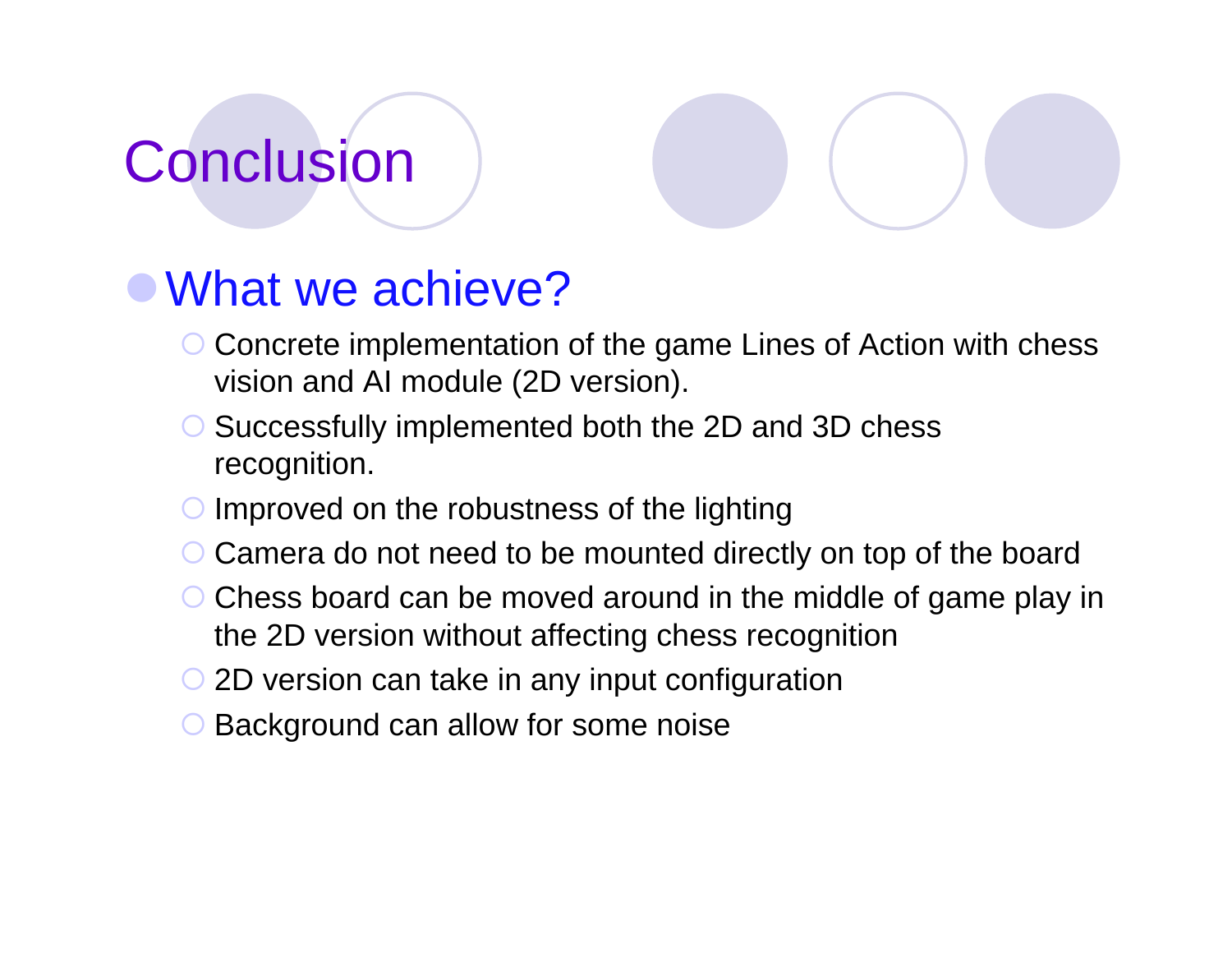# Conclusion

- What we achieve?
  - Concrete implementation of the game Lines of Action with chess vision and AI module (2D version).
  - Successfully implemented both the 2D and 3D chess recognition.
  - Improved on the robustness of the lighting
  - Camera do not need to be mounted directly on top of the board
  - Chess board can be moved around in the middle of game play in the 2D version without affecting chess recognition
  - 2D version can take in any input configuration
  - Background can allow for some noise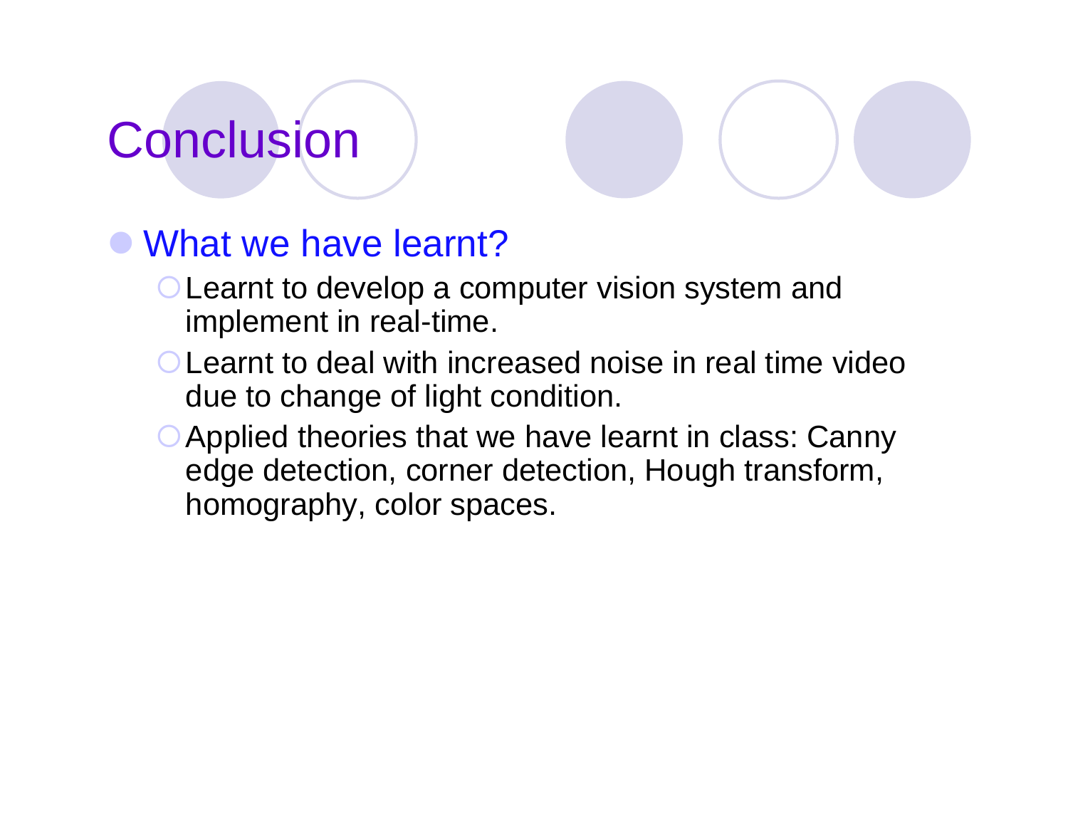# Conclusion

- What we have learnt?
  - Learnt to develop a computer vision system and implement in real-time.
  - Learnt to deal with increased noise in real time video due to change of light condition.
  - Applied theories that we have learnt in class: Canny edge detection, corner detection, Hough transform, homography, color spaces.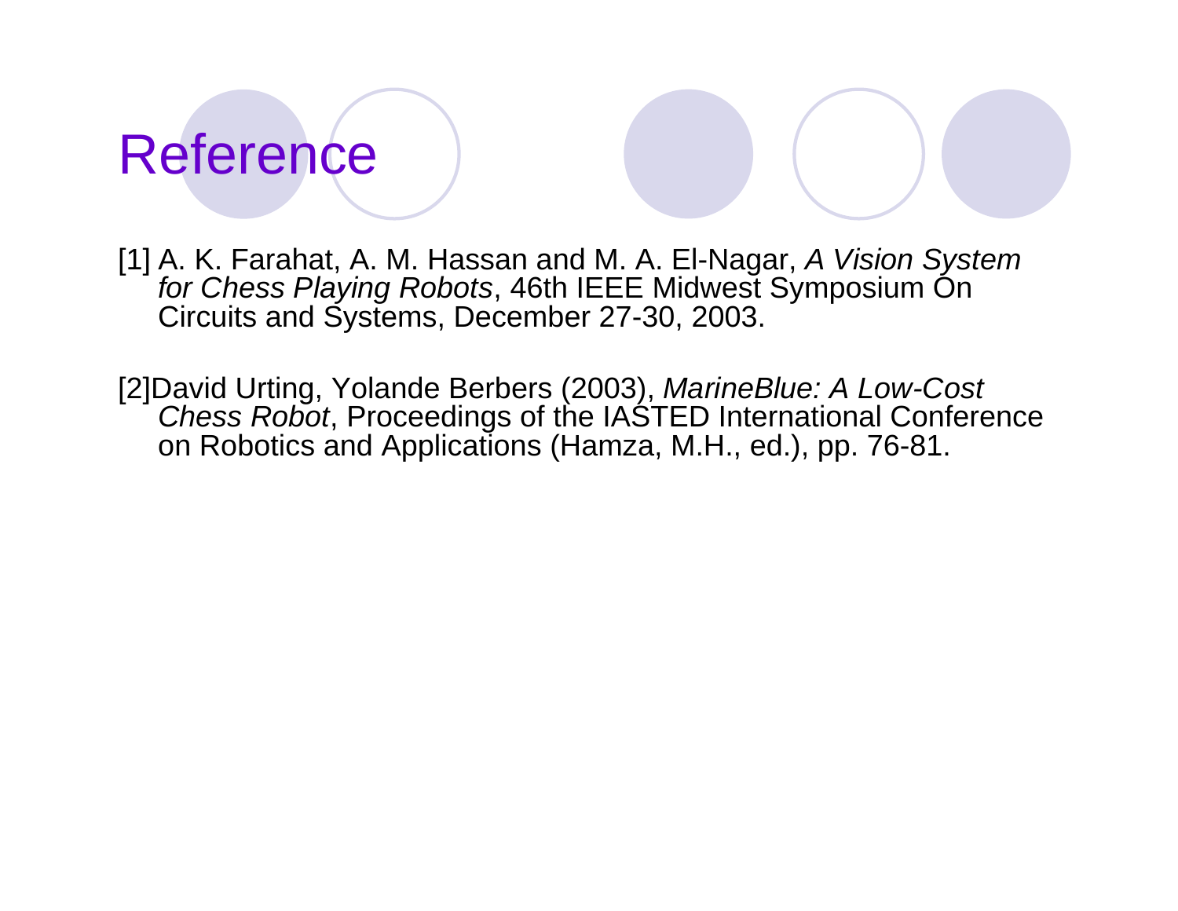# Reference

[1] A. K. Farahat, A. M. Hassan and M. A. El-Nagar, *A Vision System for Chess Playing Robots*, 46th IEEE Midwest Symposium On Circuits and Systems, December 27-30, 2003.

[2]David Urting, Yolande Berbers (2003), *MarineBlue: A Low-Cost Chess Robot*, Proceedings of the IASTED International Conference on Robotics and Applications (Hamza, M.H., ed.), pp. 76-81.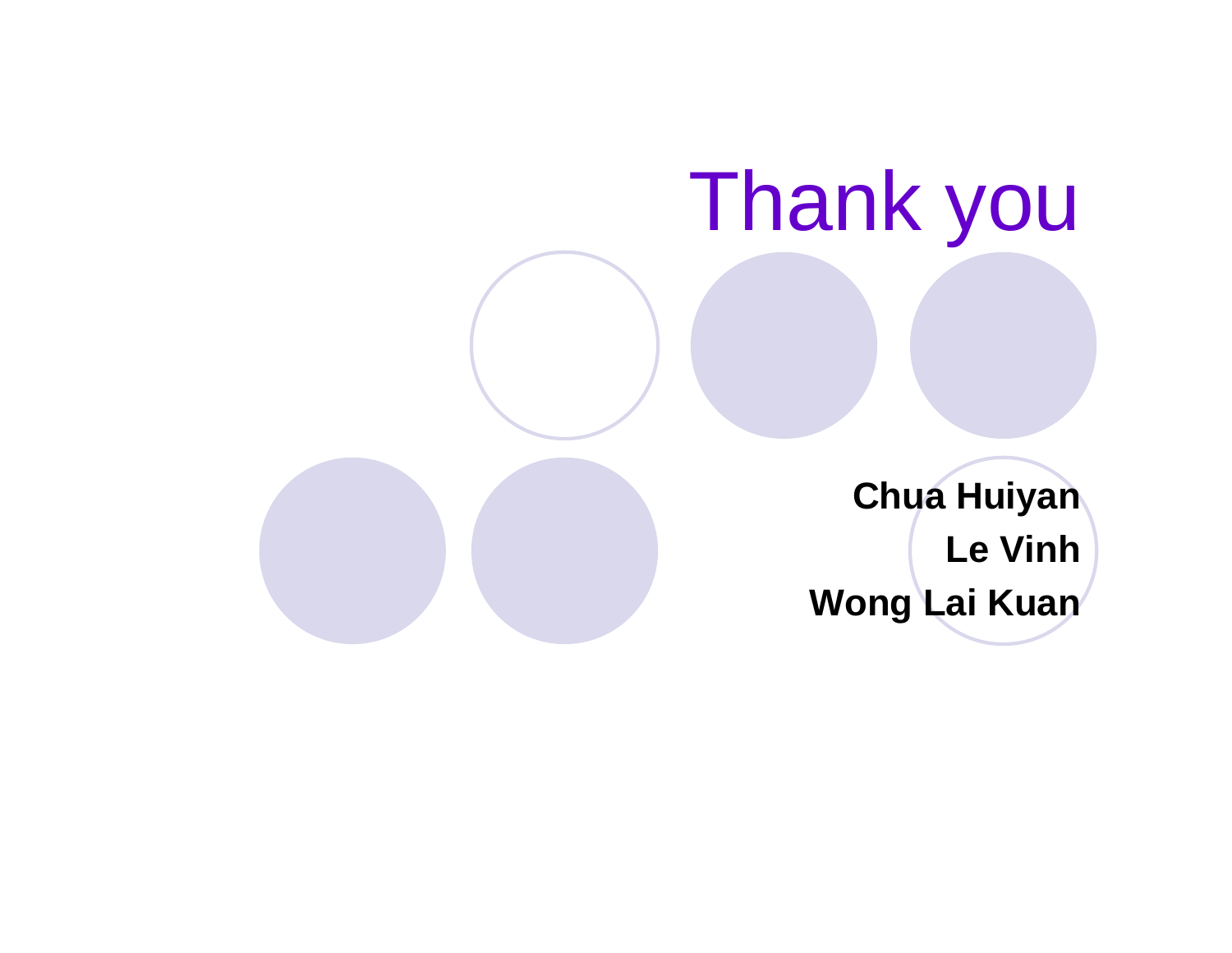# Thank you

**Chua Huiyan**

**Le Vinh**

**Wong Lai Kuan**